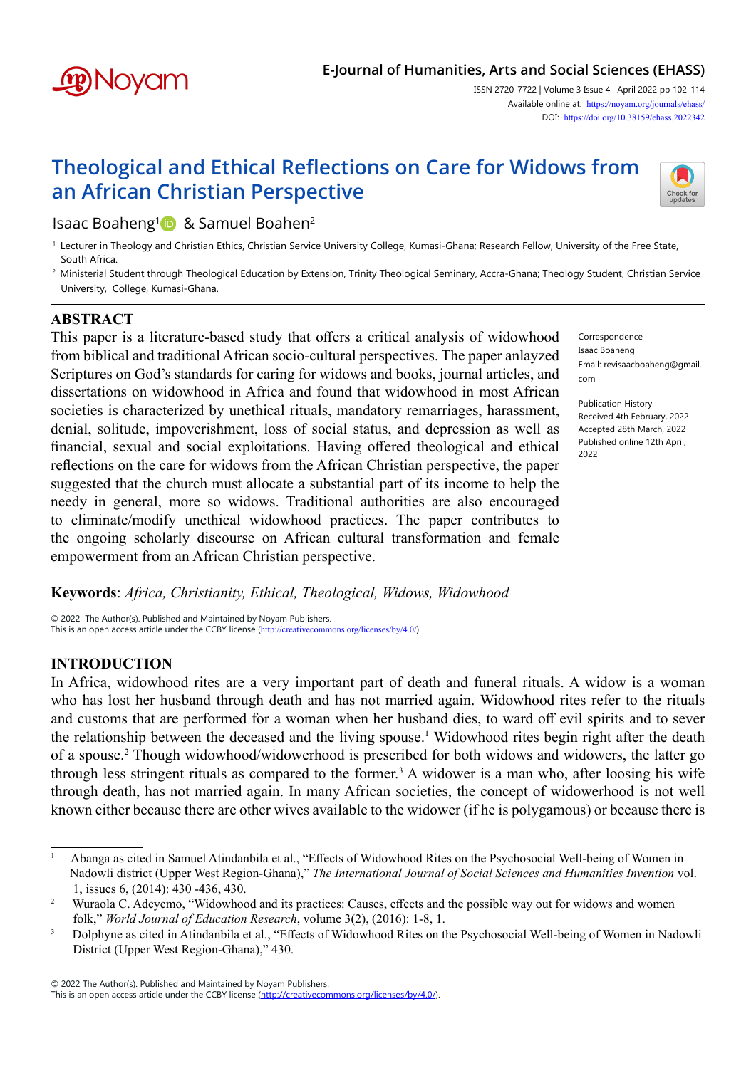# Theological and Ethical Reflections on Care for Widows from an African Christian Perspective

Isaac Boaheng[1] & Samuel Boahen[2]

[1] Lecturer in Theology and Christian Ethics, Christian Service University College, Kumasi-Ghana; Research Fellow, University of the Free State, South Africa.

[2] Ministerial Student through Theological Education by Extension, Trinity Theological Seminary, Accra-Ghana; Theology Student, Christian Service University, College, Kumasi-Ghana.

## ABSTRACT

This paper is a literature-based study that offers a critical analysis of widowhood from biblical and traditional African socio-cultural perspectives. The paper anlayzed Scriptures on God's standards for caring for widows and books, journal articles, and dissertations on widowhood in Africa and found that widowhood in most African societies is characterized by unethical rituals, mandatory remarriages, harassment, denial, solitude, impoverishment, loss of social status, and depression as well as financial, sexual and social exploitations. Having offered theological and ethical reflections on the care for widows from the African Christian perspective, the paper suggested that the church must allocate a substantial part of its income to help the needy in general, more so widows. Traditional authorities are also encouraged to eliminate/modify unethical widowhood practices. The paper contributes to the ongoing scholarly discourse on African cultural transformation and female empowerment from an African Christian perspective.

Correspondence
Isaac Boaheng
Email: revisaacboaheng@gmail.com

Publication History
Received 4th February, 2022
Accepted 28th March, 2022
Published online 12th April, 2022

**Keywords**: *Africa, Christianity, Ethical, Theological, Widows, Widowhood*

© 2022 The Author(s). Published and Maintained by Noyam Publishers.
This is an open access article under the CCBY license (http://creativecommons.org/licenses/by/4.0/).

## INTRODUCTION

In Africa, widowhood rites are a very important part of death and funeral rituals. A widow is a woman who has lost her husband through death and has not married again. Widowhood rites refer to the rituals and customs that are performed for a woman when her husband dies, to ward off evil spirits and to sever the relationship between the deceased and the living spouse.[1] Widowhood rites begin right after the death of a spouse.[2] Though widowhood/widowerhood is prescribed for both widows and widowers, the latter go through less stringent rituals as compared to the former.[3] A widower is a man who, after loosing his wife through death, has not married again. In many African societies, the concept of widowerhood is not well known either because there are other wives available to the widower (if he is polygamous) or because there is

---

[1] Abanga as cited in Samuel Atindanbila et al., "Effects of Widowhood Rites on the Psychosocial Well-being of Women in Nadowli district (Upper West Region-Ghana)," *The International Journal of Social Sciences and Humanities Invention* vol. 1, issues 6, (2014): 430 -436, 430.

[2] Wuraola C. Adeyemo, "Widowhood and its practices: Causes, effects and the possible way out for widows and women folk," *World Journal of Education Research*, volume 3(2), (2016): 1-8, 1.

[3] Dolphyne as cited in Atindanbila et al., "Effects of Widowhood Rites on the Psychosocial Well-being of Women in Nadowli District (Upper West Region-Ghana)," 430.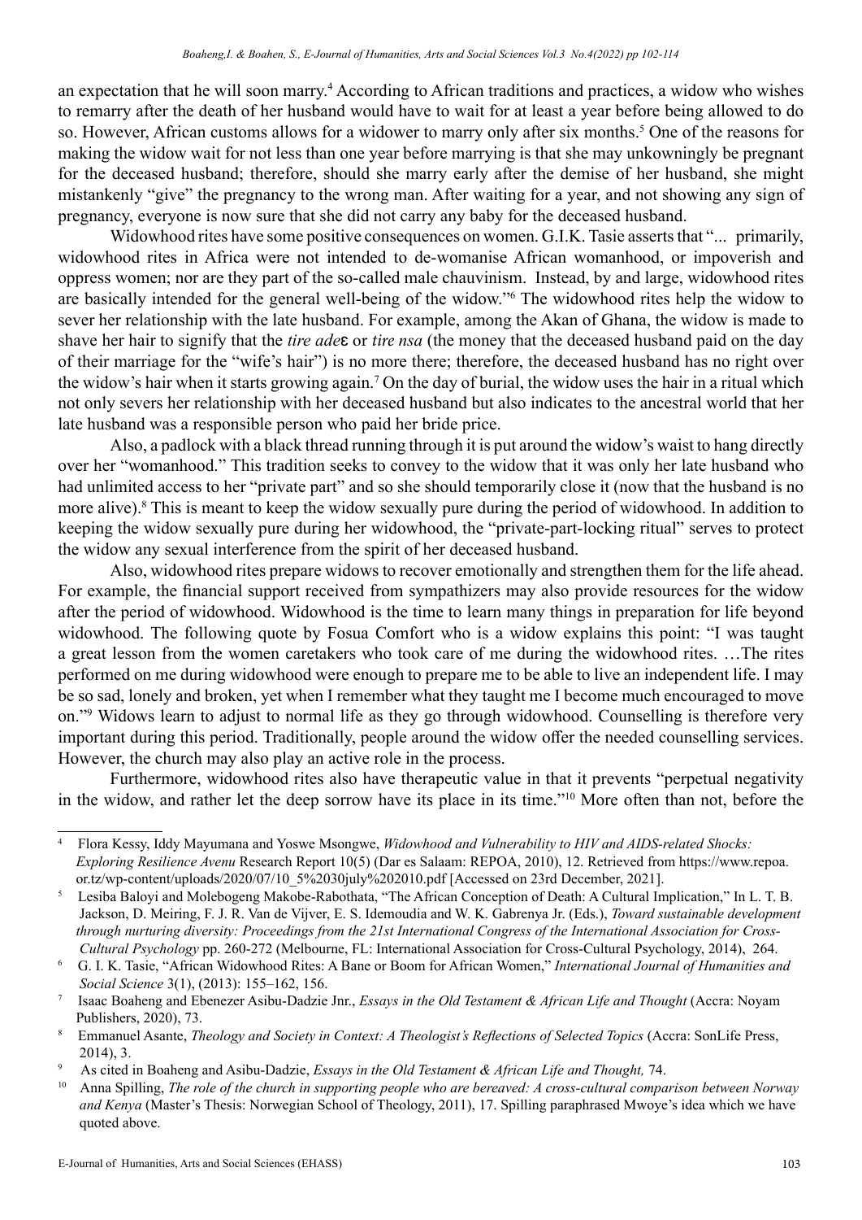an expectation that he will soon marry.[4] According to African traditions and practices, a widow who wishes to remarry after the death of her husband would have to wait for at least a year before being allowed to do so. However, African customs allows for a widower to marry only after six months.[5] One of the reasons for making the widow wait for not less than one year before marrying is that she may unkowningly be pregnant for the deceased husband; therefore, should she marry early after the demise of her husband, she might mistankenly "give" the pregnancy to the wrong man. After waiting for a year, and not showing any sign of pregnancy, everyone is now sure that she did not carry any baby for the deceased husband.

Widowhood rites have some positive consequences on women. G.I.K. Tasie asserts that "... primarily, widowhood rites in Africa were not intended to de-womanise African womanhood, or impoverish and oppress women; nor are they part of the so-called male chauvinism. Instead, by and large, widowhood rites are basically intended for the general well-being of the widow."[6] The widowhood rites help the widow to sever her relationship with the late husband. For example, among the Akan of Ghana, the widow is made to shave her hair to signify that the *tire adeɛ* or *tire nsa* (the money that the deceased husband paid on the day of their marriage for the "wife's hair") is no more there; therefore, the deceased husband has no right over the widow's hair when it starts growing again.[7] On the day of burial, the widow uses the hair in a ritual which not only severs her relationship with her deceased husband but also indicates to the ancestral world that her late husband was a responsible person who paid her bride price.

Also, a padlock with a black thread running through it is put around the widow's waist to hang directly over her "womanhood." This tradition seeks to convey to the widow that it was only her late husband who had unlimited access to her "private part" and so she should temporarily close it (now that the husband is no more alive).[8] This is meant to keep the widow sexually pure during the period of widowhood. In addition to keeping the widow sexually pure during her widowhood, the "private-part-locking ritual" serves to protect the widow any sexual interference from the spirit of her deceased husband.

Also, widowhood rites prepare widows to recover emotionally and strengthen them for the life ahead. For example, the financial support received from sympathizers may also provide resources for the widow after the period of widowhood. Widowhood is the time to learn many things in preparation for life beyond widowhood. The following quote by Fosua Comfort who is a widow explains this point: "I was taught a great lesson from the women caretakers who took care of me during the widowhood rites. …The rites performed on me during widowhood were enough to prepare me to be able to live an independent life. I may be so sad, lonely and broken, yet when I remember what they taught me I become much encouraged to move on."[9] Widows learn to adjust to normal life as they go through widowhood. Counselling is therefore very important during this period. Traditionally, people around the widow offer the needed counselling services. However, the church may also play an active role in the process.

Furthermore, widowhood rites also have therapeutic value in that it prevents "perpetual negativity in the widow, and rather let the deep sorrow have its place in its time."[10] More often than not, before the

---

[4] Flora Kessy, Iddy Mayumana and Yoswe Msongwe, *Widowhood and Vulnerability to HIV and AIDS-related Shocks: Exploring Resilience Avenu* Research Report 10(5) (Dar es Salaam: REPOA, 2010), 12. Retrieved from https://www.repoa.or.tz/wp-content/uploads/2020/07/10_5%2030july%202010.pdf [Accessed on 23rd December, 2021].

[5] Lesiba Baloyi and Molebogeng Makobe-Rabothata, "The African Conception of Death: A Cultural Implication," In L. T. B. Jackson, D. Meiring, F. J. R. Van de Vijver, E. S. Idemoudia and W. K. Gabrenya Jr. (Eds.), *Toward sustainable development through nurturing diversity: Proceedings from the 21st International Congress of the International Association for Cross-Cultural Psychology* pp. 260-272 (Melbourne, FL: International Association for Cross-Cultural Psychology, 2014), 264.

[6] G. I. K. Tasie, "African Widowhood Rites: A Bane or Boom for African Women," *International Journal of Humanities and Social Science* 3(1), (2013): 155–162, 156.

[7] Isaac Boaheng and Ebenezer Asibu-Dadzie Jnr., *Essays in the Old Testament & African Life and Thought* (Accra: Noyam Publishers, 2020), 73.

[8] Emmanuel Asante, *Theology and Society in Context: A Theologist's Reflections of Selected Topics* (Accra: SonLife Press, 2014), 3.

[9] As cited in Boaheng and Asibu-Dadzie, *Essays in the Old Testament & African Life and Thought,* 74.

[10] Anna Spilling, *The role of the church in supporting people who are bereaved: A cross-cultural comparison between Norway and Kenya* (Master's Thesis: Norwegian School of Theology, 2011), 17. Spilling paraphrased Mwoye's idea which we have quoted above.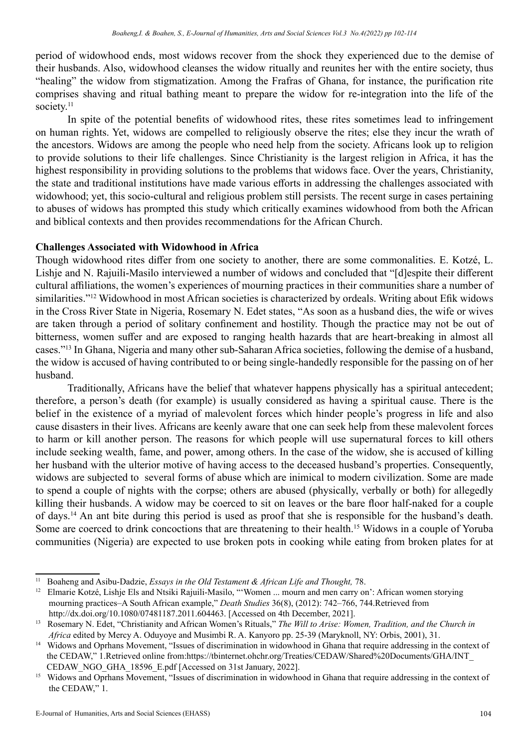period of widowhood ends, most widows recover from the shock they experienced due to the demise of their husbands. Also, widowhood cleanses the widow ritually and reunites her with the entire society, thus "healing" the widow from stigmatization. Among the Frafras of Ghana, for instance, the purification rite comprises shaving and ritual bathing meant to prepare the widow for re-integration into the life of the society.[11]

In spite of the potential benefits of widowhood rites, these rites sometimes lead to infringement on human rights. Yet, widows are compelled to religiously observe the rites; else they incur the wrath of the ancestors. Widows are among the people who need help from the society. Africans look up to religion to provide solutions to their life challenges. Since Christianity is the largest religion in Africa, it has the highest responsibility in providing solutions to the problems that widows face. Over the years, Christianity, the state and traditional institutions have made various efforts in addressing the challenges associated with widowhood; yet, this socio-cultural and religious problem still persists. The recent surge in cases pertaining to abuses of widows has prompted this study which critically examines widowhood from both the African and biblical contexts and then provides recommendations for the African Church.

**Challenges Associated with Widowhood in Africa**

Though widowhood rites differ from one society to another, there are some commonalities. E. Kotzé, L. Lishje and N. Rajuili-Masilo interviewed a number of widows and concluded that "[d]espite their different cultural affiliations, the women's experiences of mourning practices in their communities share a number of similarities."[12] Widowhood in most African societies is characterized by ordeals. Writing about Efik widows in the Cross River State in Nigeria, Rosemary N. Edet states, "As soon as a husband dies, the wife or wives are taken through a period of solitary confinement and hostility. Though the practice may not be out of bitterness, women suffer and are exposed to ranging health hazards that are heart-breaking in almost all cases."[13] In Ghana, Nigeria and many other sub-Saharan Africa societies, following the demise of a husband, the widow is accused of having contributed to or being single-handedly responsible for the passing on of her husband.

Traditionally, Africans have the belief that whatever happens physically has a spiritual antecedent; therefore, a person's death (for example) is usually considered as having a spiritual cause. There is the belief in the existence of a myriad of malevolent forces which hinder people's progress in life and also cause disasters in their lives. Africans are keenly aware that one can seek help from these malevolent forces to harm or kill another person. The reasons for which people will use supernatural forces to kill others include seeking wealth, fame, and power, among others. In the case of the widow, she is accused of killing her husband with the ulterior motive of having access to the deceased husband's properties. Consequently, widows are subjected to several forms of abuse which are inimical to modern civilization. Some are made to spend a couple of nights with the corpse; others are abused (physically, verbally or both) for allegedly killing their husbands. A widow may be coerced to sit on leaves or the bare floor half-naked for a couple of days.[14] An ant bite during this period is used as proof that she is responsible for the husband's death. Some are coerced to drink concoctions that are threatening to their health.[15] Widows in a couple of Yoruba communities (Nigeria) are expected to use broken pots in cooking while eating from broken plates for at

---

[11] Boaheng and Asibu-Dadzie, *Essays in the Old Testament & African Life and Thought,* 78.

[12] Elmarie Kotzé, Lishje Els and Ntsiki Rajuili-Masilo, "'Women ... mourn and men carry on': African women storying mourning practices–A South African example," *Death Studies* 36(8), (2012): 742–766, 744.Retrieved from http://dx.doi.org/10.1080/07481187.2011.604463. [Accessed on 4th December, 2021].

[13] Rosemary N. Edet, "Christianity and African Women's Rituals," *The Will to Arise: Women, Tradition, and the Church in Africa* edited by Mercy A. Oduyoye and Musimbi R. A. Kanyoro pp. 25-39 (Maryknoll, NY: Orbis, 2001), 31.

[14] Widows and Oprhans Movement, "Issues of discrimination in widowhood in Ghana that require addressing in the context of the CEDAW," 1.Retrieved online from:https://tbinternet.ohchr.org/Treaties/CEDAW/Shared%20Documents/GHA/INT_CEDAW_NGO_GHA_18596_E.pdf [Accessed on 31st January, 2022].

[15] Widows and Oprhans Movement, "Issues of discrimination in widowhood in Ghana that require addressing in the context of the CEDAW," 1.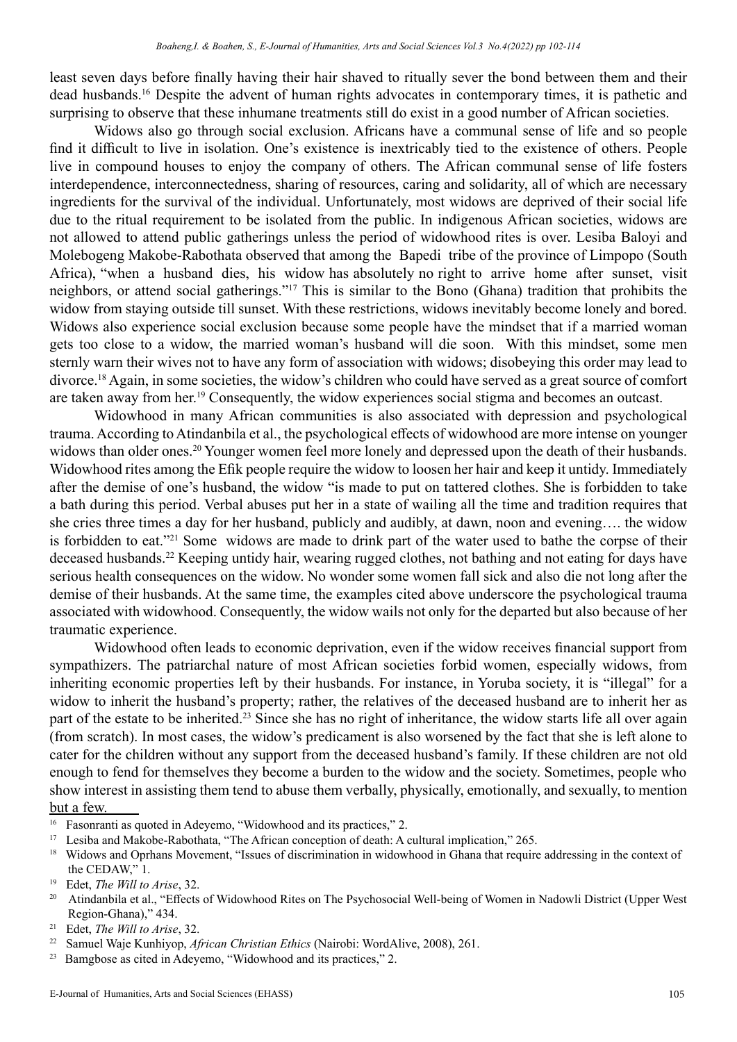least seven days before finally having their hair shaved to ritually sever the bond between them and their dead husbands.[16] Despite the advent of human rights advocates in contemporary times, it is pathetic and surprising to observe that these inhumane treatments still do exist in a good number of African societies.

Widows also go through social exclusion. Africans have a communal sense of life and so people find it difficult to live in isolation. One's existence is inextricably tied to the existence of others. People live in compound houses to enjoy the company of others. The African communal sense of life fosters interdependence, interconnectedness, sharing of resources, caring and solidarity, all of which are necessary ingredients for the survival of the individual. Unfortunately, most widows are deprived of their social life due to the ritual requirement to be isolated from the public. In indigenous African societies, widows are not allowed to attend public gatherings unless the period of widowhood rites is over. Lesiba Baloyi and Molebogeng Makobe-Rabothata observed that among the Bapedi tribe of the province of Limpopo (South Africa), "when a husband dies, his widow has absolutely no right to arrive home after sunset, visit neighbors, or attend social gatherings."[17] This is similar to the Bono (Ghana) tradition that prohibits the widow from staying outside till sunset. With these restrictions, widows inevitably become lonely and bored. Widows also experience social exclusion because some people have the mindset that if a married woman gets too close to a widow, the married woman's husband will die soon. With this mindset, some men sternly warn their wives not to have any form of association with widows; disobeying this order may lead to divorce.[18] Again, in some societies, the widow's children who could have served as a great source of comfort are taken away from her.[19] Consequently, the widow experiences social stigma and becomes an outcast.

Widowhood in many African communities is also associated with depression and psychological trauma. According to Atindanbila et al., the psychological effects of widowhood are more intense on younger widows than older ones.[20] Younger women feel more lonely and depressed upon the death of their husbands. Widowhood rites among the Efik people require the widow to loosen her hair and keep it untidy. Immediately after the demise of one's husband, the widow "is made to put on tattered clothes. She is forbidden to take a bath during this period. Verbal abuses put her in a state of wailing all the time and tradition requires that she cries three times a day for her husband, publicly and audibly, at dawn, noon and evening…. the widow is forbidden to eat."[21] Some widows are made to drink part of the water used to bathe the corpse of their deceased husbands.[22] Keeping untidy hair, wearing rugged clothes, not bathing and not eating for days have serious health consequences on the widow. No wonder some women fall sick and also die not long after the demise of their husbands. At the same time, the examples cited above underscore the psychological trauma associated with widowhood. Consequently, the widow wails not only for the departed but also because of her traumatic experience.

Widowhood often leads to economic deprivation, even if the widow receives financial support from sympathizers. The patriarchal nature of most African societies forbid women, especially widows, from inheriting economic properties left by their husbands. For instance, in Yoruba society, it is "illegal" for a widow to inherit the husband's property; rather, the relatives of the deceased husband are to inherit her as part of the estate to be inherited.[23] Since she has no right of inheritance, the widow starts life all over again (from scratch). In most cases, the widow's predicament is also worsened by the fact that she is left alone to cater for the children without any support from the deceased husband's family. If these children are not old enough to fend for themselves they become a burden to the widow and the society. Sometimes, people who show interest in assisting them tend to abuse them verbally, physically, emotionally, and sexually, to mention but a few.

[16] Fasonranti as quoted in Adeyemo, "Widowhood and its practices," 2.

[17] Lesiba and Makobe-Rabothata, "The African conception of death: A cultural implication," 265.

[18] Widows and Oprhans Movement, "Issues of discrimination in widowhood in Ghana that require addressing in the context of the CEDAW," 1.

[19] Edet, *The Will to Arise*, 32.

[20] Atindanbila et al., "Effects of Widowhood Rites on The Psychosocial Well-being of Women in Nadowli District (Upper West Region-Ghana)," 434.

[21] Edet, *The Will to Arise*, 32.

[22] Samuel Waje Kunhiyop, *African Christian Ethics* (Nairobi: WordAlive, 2008), 261.

[23] Bamgbose as cited in Adeyemo, "Widowhood and its practices," 2.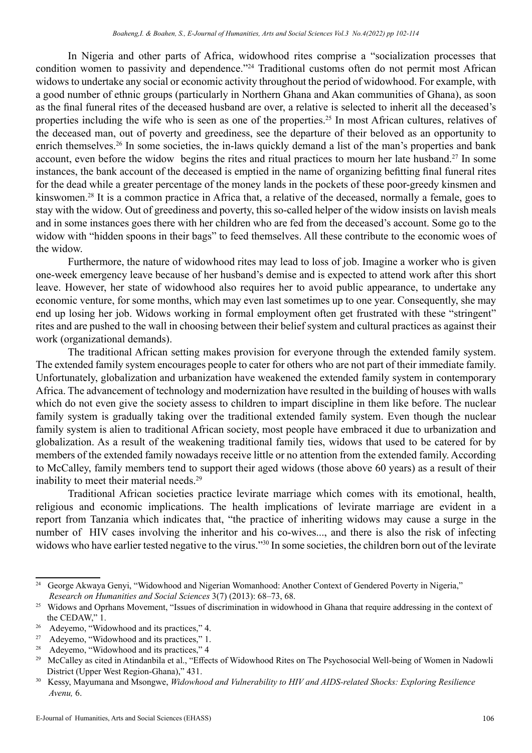In Nigeria and other parts of Africa, widowhood rites comprise a "socialization processes that condition women to passivity and dependence."[24] Traditional customs often do not permit most African widows to undertake any social or economic activity throughout the period of widowhood. For example, with a good number of ethnic groups (particularly in Northern Ghana and Akan communities of Ghana), as soon as the final funeral rites of the deceased husband are over, a relative is selected to inherit all the deceased's properties including the wife who is seen as one of the properties.[25] In most African cultures, relatives of the deceased man, out of poverty and greediness, see the departure of their beloved as an opportunity to enrich themselves.[26] In some societies, the in-laws quickly demand a list of the man's properties and bank account, even before the widow begins the rites and ritual practices to mourn her late husband.[27] In some instances, the bank account of the deceased is emptied in the name of organizing befitting final funeral rites for the dead while a greater percentage of the money lands in the pockets of these poor-greedy kinsmen and kinswomen.[28] It is a common practice in Africa that, a relative of the deceased, normally a female, goes to stay with the widow. Out of greediness and poverty, this so-called helper of the widow insists on lavish meals and in some instances goes there with her children who are fed from the deceased's account. Some go to the widow with "hidden spoons in their bags" to feed themselves. All these contribute to the economic woes of the widow.

Furthermore, the nature of widowhood rites may lead to loss of job. Imagine a worker who is given one-week emergency leave because of her husband's demise and is expected to attend work after this short leave. However, her state of widowhood also requires her to avoid public appearance, to undertake any economic venture, for some months, which may even last sometimes up to one year. Consequently, she may end up losing her job. Widows working in formal employment often get frustrated with these "stringent" rites and are pushed to the wall in choosing between their belief system and cultural practices as against their work (organizational demands).

The traditional African setting makes provision for everyone through the extended family system. The extended family system encourages people to cater for others who are not part of their immediate family. Unfortunately, globalization and urbanization have weakened the extended family system in contemporary Africa. The advancement of technology and modernization have resulted in the building of houses with walls which do not even give the society assess to children to impart discipline in them like before. The nuclear family system is gradually taking over the traditional extended family system. Even though the nuclear family system is alien to traditional African society, most people have embraced it due to urbanization and globalization. As a result of the weakening traditional family ties, widows that used to be catered for by members of the extended family nowadays receive little or no attention from the extended family. According to McCalley, family members tend to support their aged widows (those above 60 years) as a result of their inability to meet their material needs.[29]

Traditional African societies practice levirate marriage which comes with its emotional, health, religious and economic implications. The health implications of levirate marriage are evident in a report from Tanzania which indicates that, "the practice of inheriting widows may cause a surge in the number of HIV cases involving the inheritor and his co-wives..., and there is also the risk of infecting widows who have earlier tested negative to the virus."[30] In some societies, the children born out of the levirate

---

[24] George Akwaya Genyi, "Widowhood and Nigerian Womanhood: Another Context of Gendered Poverty in Nigeria," *Research on Humanities and Social Sciences* 3(7) (2013): 68–73, 68.

[25] Widows and Oprhans Movement, "Issues of discrimination in widowhood in Ghana that require addressing in the context of the CEDAW," 1.

[26] Adeyemo, "Widowhood and its practices," 4.

[27] Adeyemo, "Widowhood and its practices," 1.

[28] Adeyemo, "Widowhood and its practices," 4

[29] McCalley as cited in Atindanbila et al., "Effects of Widowhood Rites on The Psychosocial Well-being of Women in Nadowli District (Upper West Region-Ghana)," 431.

[30] Kessy, Mayumana and Msongwe, *Widowhood and Vulnerability to HIV and AIDS-related Shocks: Exploring Resilience Avenu,* 6.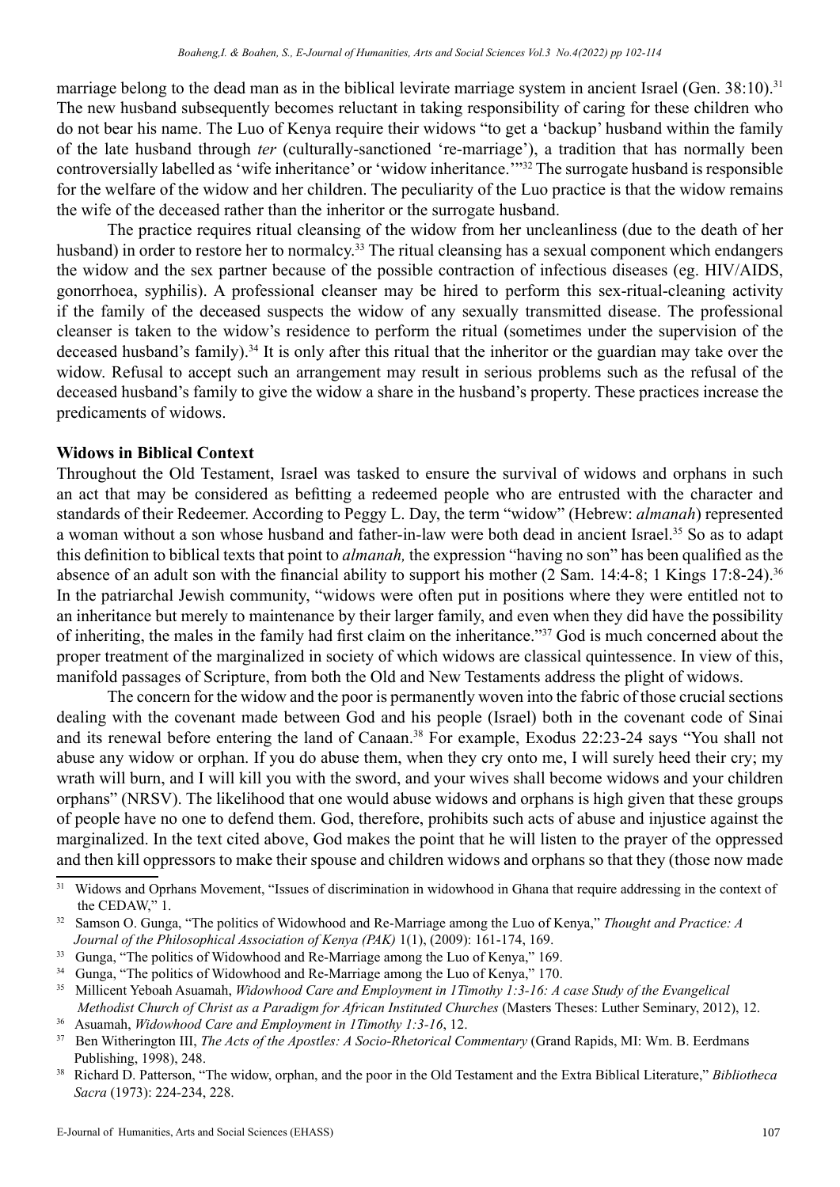marriage belong to the dead man as in the biblical levirate marriage system in ancient Israel (Gen. 38:10).[31] The new husband subsequently becomes reluctant in taking responsibility of caring for these children who do not bear his name. The Luo of Kenya require their widows "to get a 'backup' husband within the family of the late husband through *ter* (culturally-sanctioned 're-marriage'), a tradition that has normally been controversially labelled as 'wife inheritance' or 'widow inheritance.'"[32] The surrogate husband is responsible for the welfare of the widow and her children. The peculiarity of the Luo practice is that the widow remains the wife of the deceased rather than the inheritor or the surrogate husband.

The practice requires ritual cleansing of the widow from her uncleanliness (due to the death of her husband) in order to restore her to normalcy.[33] The ritual cleansing has a sexual component which endangers the widow and the sex partner because of the possible contraction of infectious diseases (eg. HIV/AIDS, gonorrhoea, syphilis). A professional cleanser may be hired to perform this sex-ritual-cleaning activity if the family of the deceased suspects the widow of any sexually transmitted disease. The professional cleanser is taken to the widow's residence to perform the ritual (sometimes under the supervision of the deceased husband's family).[34] It is only after this ritual that the inheritor or the guardian may take over the widow. Refusal to accept such an arrangement may result in serious problems such as the refusal of the deceased husband's family to give the widow a share in the husband's property. These practices increase the predicaments of widows.

## Widows in Biblical Context

Throughout the Old Testament, Israel was tasked to ensure the survival of widows and orphans in such an act that may be considered as befitting a redeemed people who are entrusted with the character and standards of their Redeemer. According to Peggy L. Day, the term "widow" (Hebrew: *almanah*) represented a woman without a son whose husband and father-in-law were both dead in ancient Israel.[35] So as to adapt this definition to biblical texts that point to *almanah,* the expression "having no son" has been qualified as the absence of an adult son with the financial ability to support his mother (2 Sam. 14:4-8; 1 Kings 17:8-24).[36] In the patriarchal Jewish community, "widows were often put in positions where they were entitled not to an inheritance but merely to maintenance by their larger family, and even when they did have the possibility of inheriting, the males in the family had first claim on the inheritance."[37] God is much concerned about the proper treatment of the marginalized in society of which widows are classical quintessence. In view of this, manifold passages of Scripture, from both the Old and New Testaments address the plight of widows.

The concern for the widow and the poor is permanently woven into the fabric of those crucial sections dealing with the covenant made between God and his people (Israel) both in the covenant code of Sinai and its renewal before entering the land of Canaan.[38] For example, Exodus 22:23-24 says "You shall not abuse any widow or orphan. If you do abuse them, when they cry onto me, I will surely heed their cry; my wrath will burn, and I will kill you with the sword, and your wives shall become widows and your children orphans" (NRSV). The likelihood that one would abuse widows and orphans is high given that these groups of people have no one to defend them. God, therefore, prohibits such acts of abuse and injustice against the marginalized. In the text cited above, God makes the point that he will listen to the prayer of the oppressed and then kill oppressors to make their spouse and children widows and orphans so that they (those now made

---

[31] Widows and Oprhans Movement, "Issues of discrimination in widowhood in Ghana that require addressing in the context of the CEDAW," 1.

[32] Samson O. Gunga, "The politics of Widowhood and Re-Marriage among the Luo of Kenya," *Thought and Practice: A Journal of the Philosophical Association of Kenya (PAK)* 1(1), (2009): 161-174, 169.

[33] Gunga, "The politics of Widowhood and Re-Marriage among the Luo of Kenya," 169.

[34] Gunga, "The politics of Widowhood and Re-Marriage among the Luo of Kenya," 170.

[35] Millicent Yeboah Asuamah, *Widowhood Care and Employment in 1Timothy 1:3-16: A case Study of the Evangelical Methodist Church of Christ as a Paradigm for African Instituted Churches* (Masters Theses: Luther Seminary, 2012), 12.

[36] Asuamah, *Widowhood Care and Employment in 1Timothy 1:3-16*, 12.

[37] Ben Witherington III, *The Acts of the Apostles: A Socio-Rhetorical Commentary* (Grand Rapids, MI: Wm. B. Eerdmans Publishing, 1998), 248.

[38] Richard D. Patterson, "The widow, orphan, and the poor in the Old Testament and the Extra Biblical Literature," *Bibliotheca Sacra* (1973): 224-234, 228.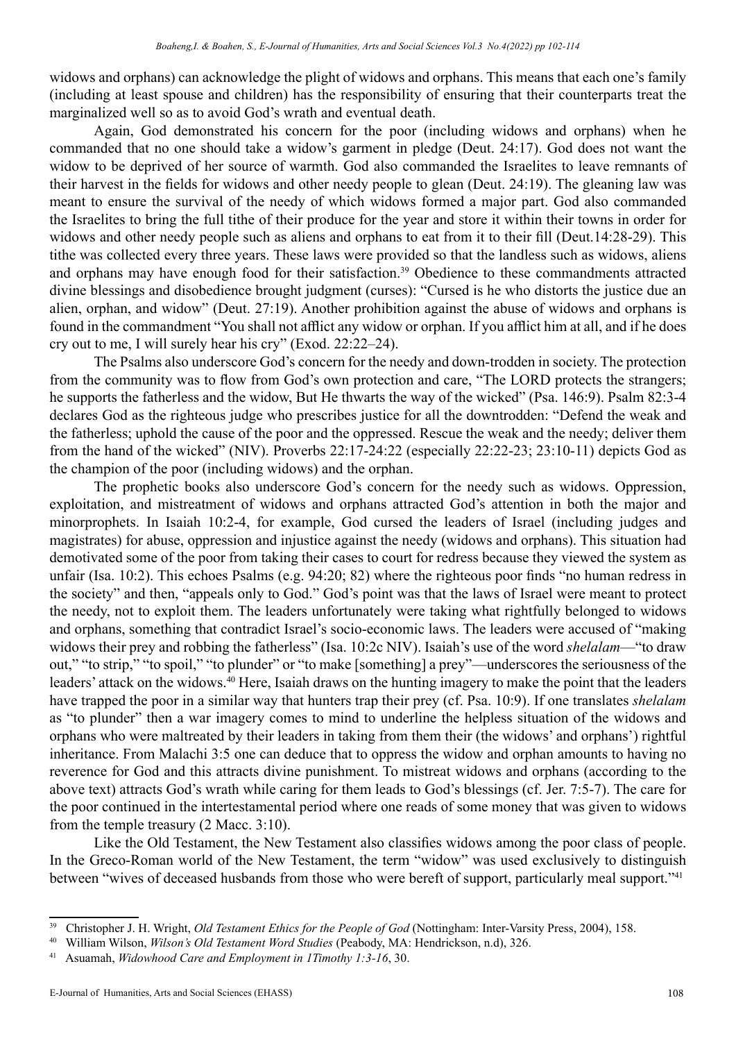widows and orphans) can acknowledge the plight of widows and orphans. This means that each one's family (including at least spouse and children) has the responsibility of ensuring that their counterparts treat the marginalized well so as to avoid God's wrath and eventual death.

Again, God demonstrated his concern for the poor (including widows and orphans) when he commanded that no one should take a widow's garment in pledge (Deut. 24:17). God does not want the widow to be deprived of her source of warmth. God also commanded the Israelites to leave remnants of their harvest in the fields for widows and other needy people to glean (Deut. 24:19). The gleaning law was meant to ensure the survival of the needy of which widows formed a major part. God also commanded the Israelites to bring the full tithe of their produce for the year and store it within their towns in order for widows and other needy people such as aliens and orphans to eat from it to their fill (Deut.14:28-29). This tithe was collected every three years. These laws were provided so that the landless such as widows, aliens and orphans may have enough food for their satisfaction.[39] Obedience to these commandments attracted divine blessings and disobedience brought judgment (curses): "Cursed is he who distorts the justice due an alien, orphan, and widow" (Deut. 27:19). Another prohibition against the abuse of widows and orphans is found in the commandment "You shall not afflict any widow or orphan. If you afflict him at all, and if he does cry out to me, I will surely hear his cry" (Exod. 22:22–24).

The Psalms also underscore God's concern for the needy and down-trodden in society. The protection from the community was to flow from God's own protection and care, "The LORD protects the strangers; he supports the fatherless and the widow, But He thwarts the way of the wicked" (Psa. 146:9). Psalm 82:3-4 declares God as the righteous judge who prescribes justice for all the downtrodden: "Defend the weak and the fatherless; uphold the cause of the poor and the oppressed. Rescue the weak and the needy; deliver them from the hand of the wicked" (NIV). Proverbs 22:17-24:22 (especially 22:22-23; 23:10-11) depicts God as the champion of the poor (including widows) and the orphan.

The prophetic books also underscore God's concern for the needy such as widows. Oppression, exploitation, and mistreatment of widows and orphans attracted God's attention in both the major and minorprophets. In Isaiah 10:2-4, for example, God cursed the leaders of Israel (including judges and magistrates) for abuse, oppression and injustice against the needy (widows and orphans). This situation had demotivated some of the poor from taking their cases to court for redress because they viewed the system as unfair (Isa. 10:2). This echoes Psalms (e.g. 94:20; 82) where the righteous poor finds "no human redress in the society" and then, "appeals only to God." God's point was that the laws of Israel were meant to protect the needy, not to exploit them. The leaders unfortunately were taking what rightfully belonged to widows and orphans, something that contradict Israel's socio-economic laws. The leaders were accused of "making widows their prey and robbing the fatherless" (Isa. 10:2c NIV). Isaiah's use of the word *shelalam*—"to draw out," "to strip," "to spoil," "to plunder" or "to make [something] a prey"—underscores the seriousness of the leaders' attack on the widows.[40] Here, Isaiah draws on the hunting imagery to make the point that the leaders have trapped the poor in a similar way that hunters trap their prey (cf. Psa. 10:9). If one translates *shelalam* as "to plunder" then a war imagery comes to mind to underline the helpless situation of the widows and orphans who were maltreated by their leaders in taking from them their (the widows' and orphans') rightful inheritance. From Malachi 3:5 one can deduce that to oppress the widow and orphan amounts to having no reverence for God and this attracts divine punishment. To mistreat widows and orphans (according to the above text) attracts God's wrath while caring for them leads to God's blessings (cf. Jer. 7:5-7). The care for the poor continued in the intertestamental period where one reads of some money that was given to widows from the temple treasury (2 Macc. 3:10).

Like the Old Testament, the New Testament also classifies widows among the poor class of people. In the Greco-Roman world of the New Testament, the term "widow" was used exclusively to distinguish between "wives of deceased husbands from those who were bereft of support, particularly meal support."[41]

---

[39] Christopher J. H. Wright, *Old Testament Ethics for the People of God* (Nottingham: Inter-Varsity Press, 2004), 158.

[40] William Wilson, *Wilson's Old Testament Word Studies* (Peabody, MA: Hendrickson, n.d), 326.

[41] Asuamah, *Widowhood Care and Employment in 1Timothy 1:3-16*, 30.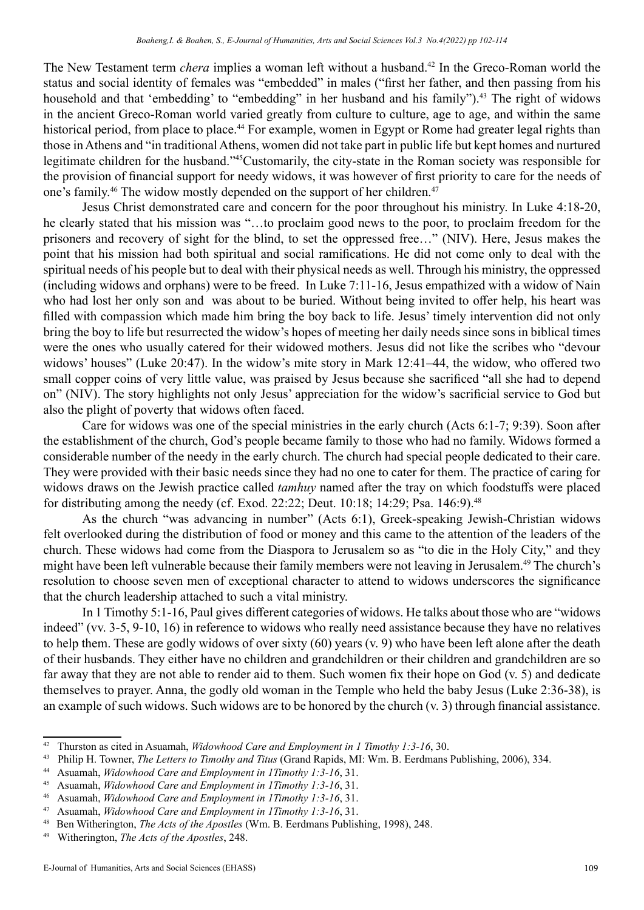The New Testament term *chera* implies a woman left without a husband.[42] In the Greco-Roman world the status and social identity of females was "embedded" in males ("first her father, and then passing from his household and that 'embedding' to "embedding" in her husband and his family").[43] The right of widows in the ancient Greco-Roman world varied greatly from culture to culture, age to age, and within the same historical period, from place to place.[44] For example, women in Egypt or Rome had greater legal rights than those in Athens and "in traditional Athens, women did not take part in public life but kept homes and nurtured legitimate children for the husband."[45]Customarily, the city-state in the Roman society was responsible for the provision of financial support for needy widows, it was however of first priority to care for the needs of one's family.[46] The widow mostly depended on the support of her children.[47]

Jesus Christ demonstrated care and concern for the poor throughout his ministry. In Luke 4:18-20, he clearly stated that his mission was "…to proclaim good news to the poor, to proclaim freedom for the prisoners and recovery of sight for the blind, to set the oppressed free…" (NIV). Here, Jesus makes the point that his mission had both spiritual and social ramifications. He did not come only to deal with the spiritual needs of his people but to deal with their physical needs as well. Through his ministry, the oppressed (including widows and orphans) were to be freed. In Luke 7:11-16, Jesus empathized with a widow of Nain who had lost her only son and was about to be buried. Without being invited to offer help, his heart was filled with compassion which made him bring the boy back to life. Jesus' timely intervention did not only bring the boy to life but resurrected the widow's hopes of meeting her daily needs since sons in biblical times were the ones who usually catered for their widowed mothers. Jesus did not like the scribes who "devour widows' houses" (Luke 20:47). In the widow's mite story in Mark 12:41–44, the widow, who offered two small copper coins of very little value, was praised by Jesus because she sacrificed "all she had to depend on" (NIV). The story highlights not only Jesus' appreciation for the widow's sacrificial service to God but also the plight of poverty that widows often faced.

Care for widows was one of the special ministries in the early church (Acts 6:1-7; 9:39). Soon after the establishment of the church, God's people became family to those who had no family. Widows formed a considerable number of the needy in the early church. The church had special people dedicated to their care. They were provided with their basic needs since they had no one to cater for them. The practice of caring for widows draws on the Jewish practice called *tamhuy* named after the tray on which foodstuffs were placed for distributing among the needy (cf. Exod. 22:22; Deut. 10:18; 14:29; Psa. 146:9).[48]

As the church "was advancing in number" (Acts 6:1), Greek-speaking Jewish-Christian widows felt overlooked during the distribution of food or money and this came to the attention of the leaders of the church. These widows had come from the Diaspora to Jerusalem so as "to die in the Holy City," and they might have been left vulnerable because their family members were not leaving in Jerusalem.[49] The church's resolution to choose seven men of exceptional character to attend to widows underscores the significance that the church leadership attached to such a vital ministry.

In 1 Timothy 5:1-16, Paul gives different categories of widows. He talks about those who are "widows indeed" (vv. 3-5, 9-10, 16) in reference to widows who really need assistance because they have no relatives to help them. These are godly widows of over sixty (60) years (v. 9) who have been left alone after the death of their husbands. They either have no children and grandchildren or their children and grandchildren are so far away that they are not able to render aid to them. Such women fix their hope on God (v. 5) and dedicate themselves to prayer. Anna, the godly old woman in the Temple who held the baby Jesus (Luke 2:36-38), is an example of such widows. Such widows are to be honored by the church (v. 3) through financial assistance.

---

[42] Thurston as cited in Asuamah, *Widowhood Care and Employment in 1 Timothy 1:3-16*, 30.

[43] Philip H. Towner, *The Letters to Timothy and Titus* (Grand Rapids, MI: Wm. B. Eerdmans Publishing, 2006), 334.

[44] Asuamah, *Widowhood Care and Employment in 1Timothy 1:3-16*, 31.

[45] Asuamah, *Widowhood Care and Employment in 1Timothy 1:3-16*, 31.

[46] Asuamah, *Widowhood Care and Employment in 1Timothy 1:3-16*, 31.

[47] Asuamah, *Widowhood Care and Employment in 1Timothy 1:3-16*, 31.

[48] Ben Witherington, *The Acts of the Apostles* (Wm. B. Eerdmans Publishing, 1998), 248.

[49] Witherington, *The Acts of the Apostles*, 248.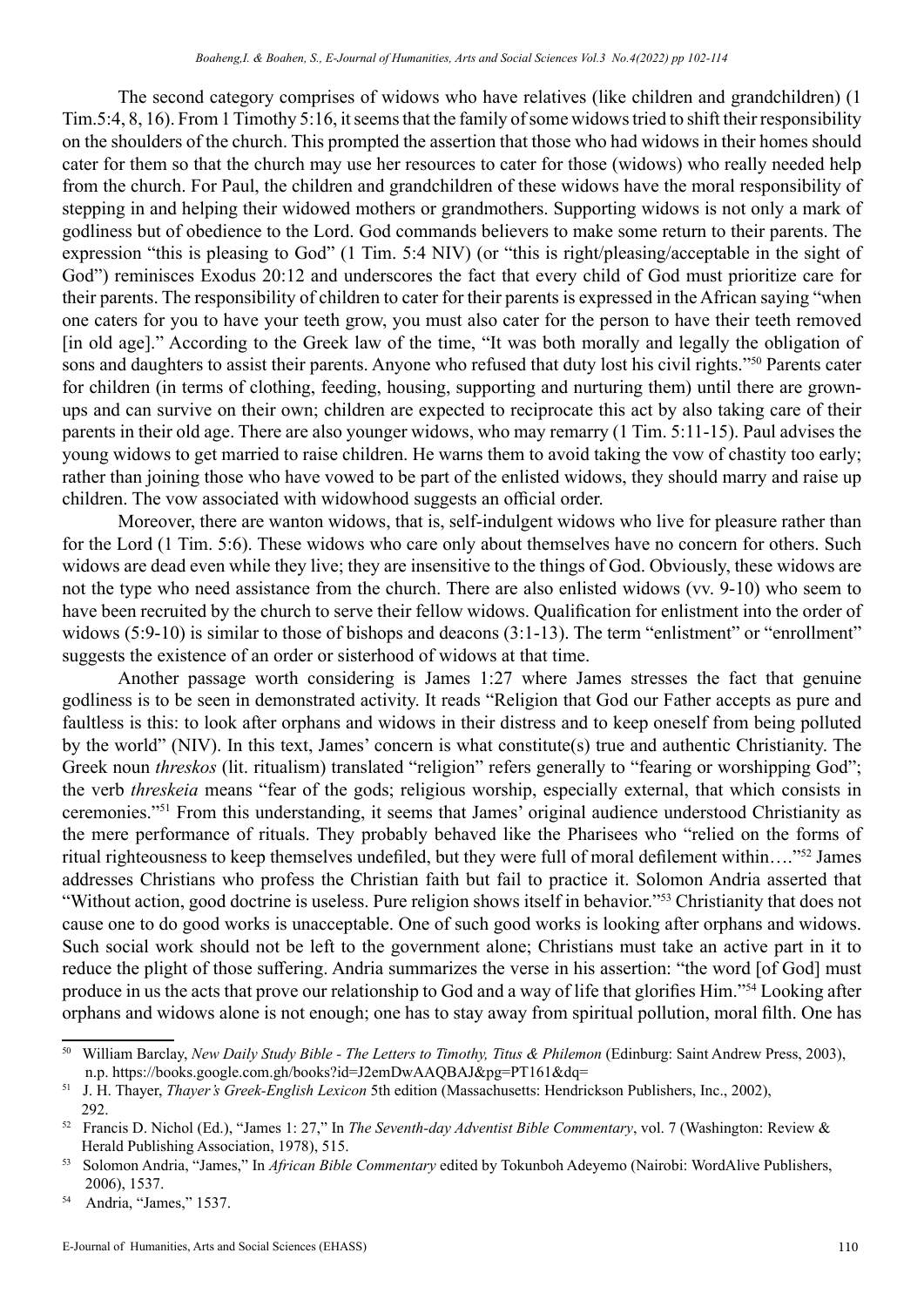The second category comprises of widows who have relatives (like children and grandchildren) (1 Tim.5:4, 8, 16). From 1 Timothy 5:16, it seems that the family of some widows tried to shift their responsibility on the shoulders of the church. This prompted the assertion that those who had widows in their homes should cater for them so that the church may use her resources to cater for those (widows) who really needed help from the church. For Paul, the children and grandchildren of these widows have the moral responsibility of stepping in and helping their widowed mothers or grandmothers. Supporting widows is not only a mark of godliness but of obedience to the Lord. God commands believers to make some return to their parents. The expression "this is pleasing to God" (1 Tim. 5:4 NIV) (or "this is right/pleasing/acceptable in the sight of God") reminisces Exodus 20:12 and underscores the fact that every child of God must prioritize care for their parents. The responsibility of children to cater for their parents is expressed in the African saying "when one caters for you to have your teeth grow, you must also cater for the person to have their teeth removed [in old age]." According to the Greek law of the time, "It was both morally and legally the obligation of sons and daughters to assist their parents. Anyone who refused that duty lost his civil rights."[50] Parents cater for children (in terms of clothing, feeding, housing, supporting and nurturing them) until there are grown-ups and can survive on their own; children are expected to reciprocate this act by also taking care of their parents in their old age. There are also younger widows, who may remarry (1 Tim. 5:11-15). Paul advises the young widows to get married to raise children. He warns them to avoid taking the vow of chastity too early; rather than joining those who have vowed to be part of the enlisted widows, they should marry and raise up children. The vow associated with widowhood suggests an official order.

Moreover, there are wanton widows, that is, self-indulgent widows who live for pleasure rather than for the Lord (1 Tim. 5:6). These widows who care only about themselves have no concern for others. Such widows are dead even while they live; they are insensitive to the things of God. Obviously, these widows are not the type who need assistance from the church. There are also enlisted widows (vv. 9-10) who seem to have been recruited by the church to serve their fellow widows. Qualification for enlistment into the order of widows (5:9-10) is similar to those of bishops and deacons (3:1-13). The term "enlistment" or "enrollment" suggests the existence of an order or sisterhood of widows at that time.

Another passage worth considering is James 1:27 where James stresses the fact that genuine godliness is to be seen in demonstrated activity. It reads "Religion that God our Father accepts as pure and faultless is this: to look after orphans and widows in their distress and to keep oneself from being polluted by the world" (NIV). In this text, James' concern is what constitute(s) true and authentic Christianity. The Greek noun *threskos* (lit. ritualism) translated "religion" refers generally to "fearing or worshipping God"; the verb *threskeia* means "fear of the gods; religious worship, especially external, that which consists in ceremonies."[51] From this understanding, it seems that James' original audience understood Christianity as the mere performance of rituals. They probably behaved like the Pharisees who "relied on the forms of ritual righteousness to keep themselves undefiled, but they were full of moral defilement within…."[52] James addresses Christians who profess the Christian faith but fail to practice it. Solomon Andria asserted that "Without action, good doctrine is useless. Pure religion shows itself in behavior."[53] Christianity that does not cause one to do good works is unacceptable. One of such good works is looking after orphans and widows. Such social work should not be left to the government alone; Christians must take an active part in it to reduce the plight of those suffering. Andria summarizes the verse in his assertion: "the word [of God] must produce in us the acts that prove our relationship to God and a way of life that glorifies Him."[54] Looking after orphans and widows alone is not enough; one has to stay away from spiritual pollution, moral filth. One has

---

[50] William Barclay, *New Daily Study Bible - The Letters to Timothy, Titus & Philemon* (Edinburg: Saint Andrew Press, 2003), n.p. https://books.google.com.gh/books?id=J2emDwAAQBAJ&pg=PT161&dq=

[51] J. H. Thayer, *Thayer's Greek-English Lexicon* 5th edition (Massachusetts: Hendrickson Publishers, Inc., 2002), 292.

[52] Francis D. Nichol (Ed.), "James 1: 27," In *The Seventh-day Adventist Bible Commentary*, vol. 7 (Washington: Review & Herald Publishing Association, 1978), 515.

[53] Solomon Andria, "James," In *African Bible Commentary* edited by Tokunboh Adeyemo (Nairobi: WordAlive Publishers, 2006), 1537.

[54] Andria, "James," 1537.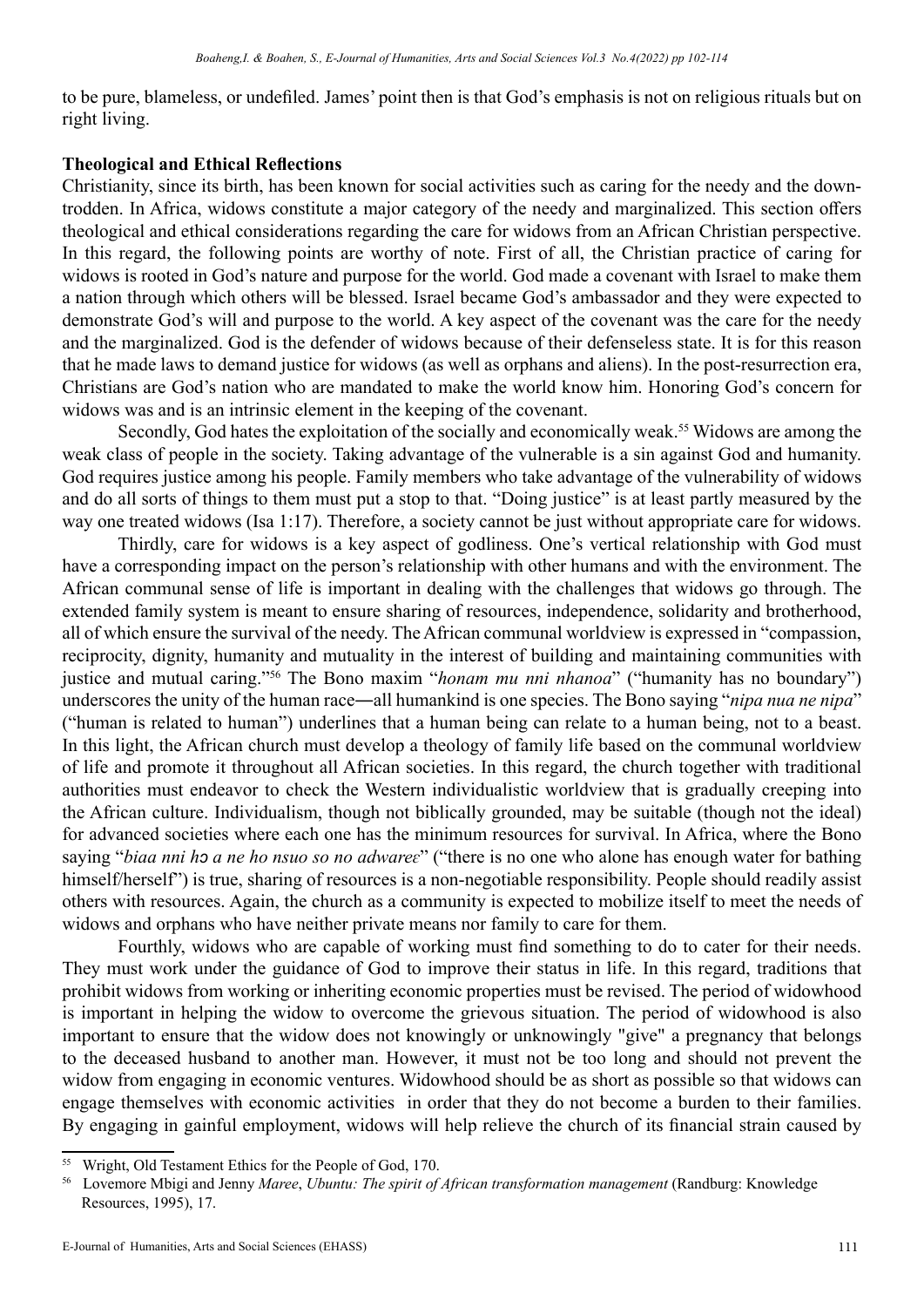to be pure, blameless, or undefiled. James' point then is that God's emphasis is not on religious rituals but on right living.

**Theological and Ethical Reflections**

Christianity, since its birth, has been known for social activities such as caring for the needy and the down-trodden. In Africa, widows constitute a major category of the needy and marginalized. This section offers theological and ethical considerations regarding the care for widows from an African Christian perspective. In this regard, the following points are worthy of note. First of all, the Christian practice of caring for widows is rooted in God's nature and purpose for the world. God made a covenant with Israel to make them a nation through which others will be blessed. Israel became God's ambassador and they were expected to demonstrate God's will and purpose to the world. A key aspect of the covenant was the care for the needy and the marginalized. God is the defender of widows because of their defenseless state. It is for this reason that he made laws to demand justice for widows (as well as orphans and aliens). In the post-resurrection era, Christians are God's nation who are mandated to make the world know him. Honoring God's concern for widows was and is an intrinsic element in the keeping of the covenant.

Secondly, God hates the exploitation of the socially and economically weak.[55] Widows are among the weak class of people in the society. Taking advantage of the vulnerable is a sin against God and humanity. God requires justice among his people. Family members who take advantage of the vulnerability of widows and do all sorts of things to them must put a stop to that. "Doing justice" is at least partly measured by the way one treated widows (Isa 1:17). Therefore, a society cannot be just without appropriate care for widows.

Thirdly, care for widows is a key aspect of godliness. One's vertical relationship with God must have a corresponding impact on the person's relationship with other humans and with the environment. The African communal sense of life is important in dealing with the challenges that widows go through. The extended family system is meant to ensure sharing of resources, independence, solidarity and brotherhood, all of which ensure the survival of the needy. The African communal worldview is expressed in "compassion, reciprocity, dignity, humanity and mutuality in the interest of building and maintaining communities with justice and mutual caring."[56] The Bono maxim "*honam mu nni nhanoa*" ("humanity has no boundary") underscores the unity of the human race―all humankind is one species. The Bono saying "*nipa nua ne nipa*" ("human is related to human") underlines that a human being can relate to a human being, not to a beast. In this light, the African church must develop a theology of family life based on the communal worldview of life and promote it throughout all African societies. In this regard, the church together with traditional authorities must endeavor to check the Western individualistic worldview that is gradually creeping into the African culture. Individualism, though not biblically grounded, may be suitable (though not the ideal) for advanced societies where each one has the minimum resources for survival. In Africa, where the Bono saying "*biaa nni hɔ a ne ho nsuo so no adwareɛ*" ("there is no one who alone has enough water for bathing himself/herself") is true, sharing of resources is a non-negotiable responsibility. People should readily assist others with resources. Again, the church as a community is expected to mobilize itself to meet the needs of widows and orphans who have neither private means nor family to care for them.

Fourthly, widows who are capable of working must find something to do to cater for their needs. They must work under the guidance of God to improve their status in life. In this regard, traditions that prohibit widows from working or inheriting economic properties must be revised. The period of widowhood is important in helping the widow to overcome the grievous situation. The period of widowhood is also important to ensure that the widow does not knowingly or unknowingly "give" a pregnancy that belongs to the deceased husband to another man. However, it must not be too long and should not prevent the widow from engaging in economic ventures. Widowhood should be as short as possible so that widows can engage themselves with economic activities in order that they do not become a burden to their families. By engaging in gainful employment, widows will help relieve the church of its financial strain caused by

---

[55] Wright, Old Testament Ethics for the People of God, 170.

[56] Lovemore Mbigi and Jenny *Maree*, *Ubuntu: The spirit of African transformation management* (Randburg: Knowledge Resources, 1995), 17.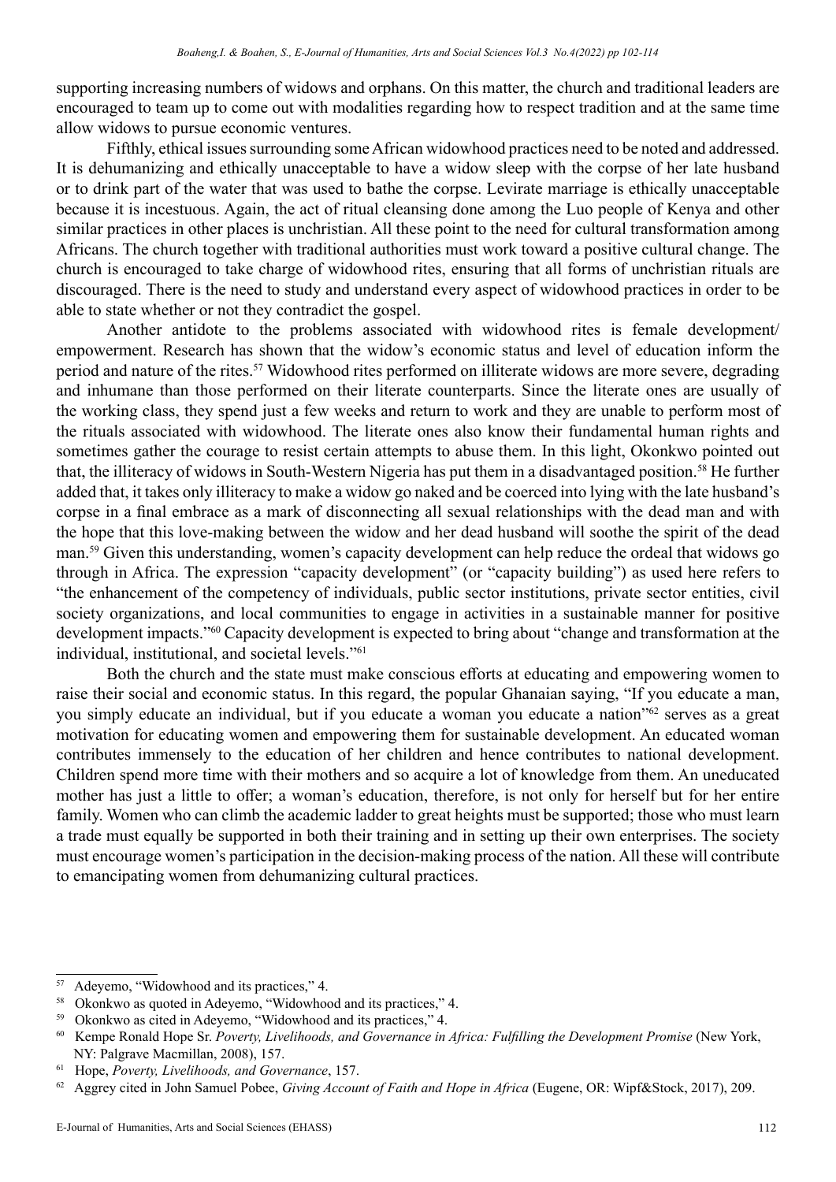supporting increasing numbers of widows and orphans. On this matter, the church and traditional leaders are encouraged to team up to come out with modalities regarding how to respect tradition and at the same time allow widows to pursue economic ventures.

Fifthly, ethical issues surrounding some African widowhood practices need to be noted and addressed. It is dehumanizing and ethically unacceptable to have a widow sleep with the corpse of her late husband or to drink part of the water that was used to bathe the corpse. Levirate marriage is ethically unacceptable because it is incestuous. Again, the act of ritual cleansing done among the Luo people of Kenya and other similar practices in other places is unchristian. All these point to the need for cultural transformation among Africans. The church together with traditional authorities must work toward a positive cultural change. The church is encouraged to take charge of widowhood rites, ensuring that all forms of unchristian rituals are discouraged. There is the need to study and understand every aspect of widowhood practices in order to be able to state whether or not they contradict the gospel.

Another antidote to the problems associated with widowhood rites is female development/ empowerment. Research has shown that the widow's economic status and level of education inform the period and nature of the rites.[57] Widowhood rites performed on illiterate widows are more severe, degrading and inhumane than those performed on their literate counterparts. Since the literate ones are usually of the working class, they spend just a few weeks and return to work and they are unable to perform most of the rituals associated with widowhood. The literate ones also know their fundamental human rights and sometimes gather the courage to resist certain attempts to abuse them. In this light, Okonkwo pointed out that, the illiteracy of widows in South-Western Nigeria has put them in a disadvantaged position.[58] He further added that, it takes only illiteracy to make a widow go naked and be coerced into lying with the late husband's corpse in a final embrace as a mark of disconnecting all sexual relationships with the dead man and with the hope that this love-making between the widow and her dead husband will soothe the spirit of the dead man.[59] Given this understanding, women's capacity development can help reduce the ordeal that widows go through in Africa. The expression "capacity development" (or "capacity building") as used here refers to "the enhancement of the competency of individuals, public sector institutions, private sector entities, civil society organizations, and local communities to engage in activities in a sustainable manner for positive development impacts."[60] Capacity development is expected to bring about "change and transformation at the individual, institutional, and societal levels."[61]

Both the church and the state must make conscious efforts at educating and empowering women to raise their social and economic status. In this regard, the popular Ghanaian saying, "If you educate a man, you simply educate an individual, but if you educate a woman you educate a nation"[62] serves as a great motivation for educating women and empowering them for sustainable development. An educated woman contributes immensely to the education of her children and hence contributes to national development. Children spend more time with their mothers and so acquire a lot of knowledge from them. An uneducated mother has just a little to offer; a woman's education, therefore, is not only for herself but for her entire family. Women who can climb the academic ladder to great heights must be supported; those who must learn a trade must equally be supported in both their training and in setting up their own enterprises. The society must encourage women's participation in the decision-making process of the nation. All these will contribute to emancipating women from dehumanizing cultural practices.

---

[57] Adeyemo, "Widowhood and its practices," 4.

[58] Okonkwo as quoted in Adeyemo, "Widowhood and its practices," 4.

[59] Okonkwo as cited in Adeyemo, "Widowhood and its practices," 4.

[60] Kempe Ronald Hope Sr. *Poverty, Livelihoods, and Governance in Africa: Fulfilling the Development Promise* (New York, NY: Palgrave Macmillan, 2008), 157.

[61] Hope, *Poverty, Livelihoods, and Governance*, 157.

[62] Aggrey cited in John Samuel Pobee, *Giving Account of Faith and Hope in Africa* (Eugene, OR: Wipf&Stock, 2017), 209.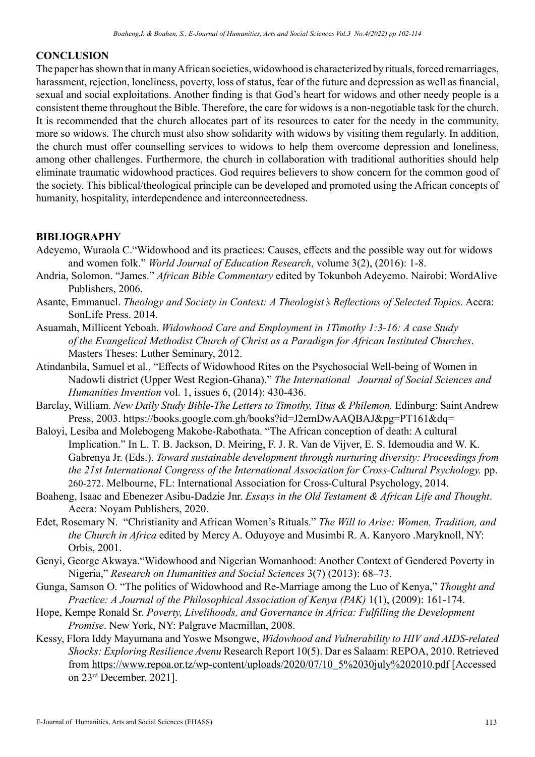## CONCLUSION

The paper has shown that in many African societies, widowhood is characterized by rituals, forced remarriages, harassment, rejection, loneliness, poverty, loss of status, fear of the future and depression as well as financial, sexual and social exploitations. Another finding is that God's heart for widows and other needy people is a consistent theme throughout the Bible. Therefore, the care for widows is a non-negotiable task for the church. It is recommended that the church allocates part of its resources to cater for the needy in the community, more so widows. The church must also show solidarity with widows by visiting them regularly. In addition, the church must offer counselling services to widows to help them overcome depression and loneliness, among other challenges. Furthermore, the church in collaboration with traditional authorities should help eliminate traumatic widowhood practices. God requires believers to show concern for the common good of the society. This biblical/theological principle can be developed and promoted using the African concepts of humanity, hospitality, interdependence and interconnectedness.

## BIBLIOGRAPHY

Adeyemo, Wuraola C."Widowhood and its practices: Causes, effects and the possible way out for widows and women folk." *World Journal of Education Research*, volume 3(2), (2016): 1-8.

Andria, Solomon. "James." *African Bible Commentary* edited by Tokunboh Adeyemo. Nairobi: WordAlive Publishers, 2006.

Asante, Emmanuel. *Theology and Society in Context: A Theologist's Reflections of Selected Topics.* Accra: SonLife Press. 2014.

Asuamah, Millicent Yeboah. *Widowhood Care and Employment in 1Timothy 1:3-16: A case Study of the Evangelical Methodist Church of Christ as a Paradigm for African Instituted Churches*. Masters Theses: Luther Seminary, 2012.

Atindanbila, Samuel et al., "Effects of Widowhood Rites on the Psychosocial Well-being of Women in Nadowli district (Upper West Region-Ghana)." *The International Journal of Social Sciences and Humanities Invention* vol. 1, issues 6, (2014): 430-436.

Barclay, William. *New Daily Study Bible-The Letters to Timothy, Titus & Philemon.* Edinburg: Saint Andrew Press, 2003. https://books.google.com.gh/books?id=J2emDwAAQBAJ&pg=PT161&dq=

Baloyi, Lesiba and Molebogeng Makobe-Rabothata. "The African conception of death: A cultural Implication." In L. T. B. Jackson, D. Meiring, F. J. R. Van de Vijver, E. S. Idemoudia and W. K. Gabrenya Jr. (Eds.). *Toward sustainable development through nurturing diversity: Proceedings from the 21st International Congress of the International Association for Cross-Cultural Psychology.* pp. 260-272. Melbourne, FL: International Association for Cross-Cultural Psychology, 2014.

Boaheng, Isaac and Ebenezer Asibu-Dadzie Jnr. *Essays in the Old Testament & African Life and Thought*. Accra: Noyam Publishers, 2020.

Edet, Rosemary N. "Christianity and African Women's Rituals." *The Will to Arise: Women, Tradition, and the Church in Africa* edited by Mercy A. Oduyoye and Musimbi R. A. Kanyoro .Maryknoll, NY: Orbis, 2001.

Genyi, George Akwaya."Widowhood and Nigerian Womanhood: Another Context of Gendered Poverty in Nigeria," *Research on Humanities and Social Sciences* 3(7) (2013): 68–73.

Gunga, Samson O. "The politics of Widowhood and Re-Marriage among the Luo of Kenya," *Thought and Practice: A Journal of the Philosophical Association of Kenya (PAK)* 1(1), (2009): 161-174.

Hope, Kempe Ronald Sr. *Poverty, Livelihoods, and Governance in Africa: Fulfilling the Development Promise*. New York, NY: Palgrave Macmillan, 2008.

Kessy, Flora Iddy Mayumana and Yoswe Msongwe, *Widowhood and Vulnerability to HIV and AIDS-related Shocks: Exploring Resilience Avenu* Research Report 10(5). Dar es Salaam: REPOA, 2010. Retrieved from https://www.repoa.or.tz/wp-content/uploads/2020/07/10_5%2030july%202010.pdf [Accessed on 23rd December, 2021].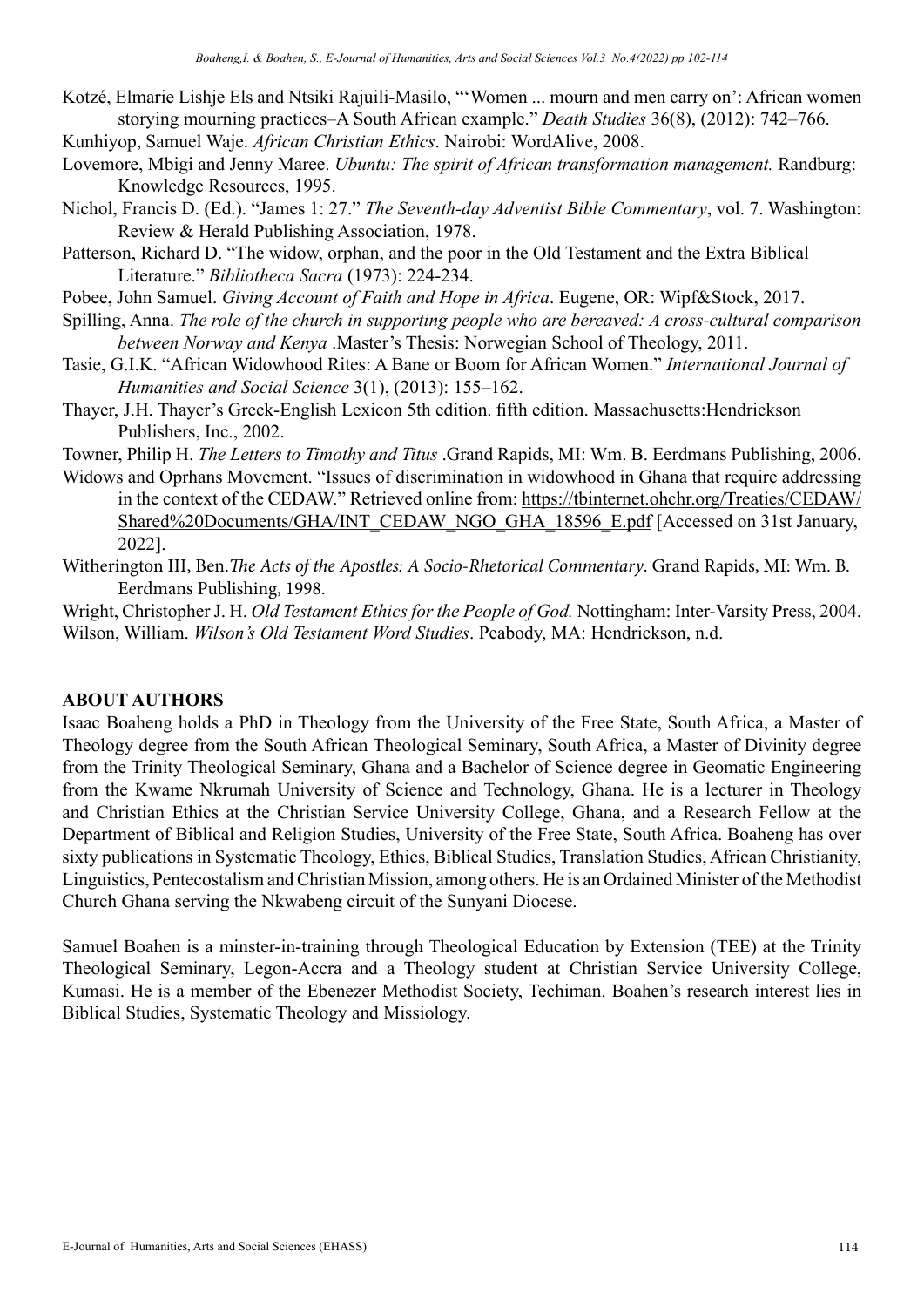Kotzé, Elmarie Lishje Els and Ntsiki Rajuili-Masilo, "'Women ... mourn and men carry on': African women storying mourning practices–A South African example." *Death Studies* 36(8), (2012): 742–766.

Kunhiyop, Samuel Waje. *African Christian Ethics*. Nairobi: WordAlive, 2008.

Lovemore, Mbigi and Jenny Maree. *Ubuntu: The spirit of African transformation management.* Randburg: Knowledge Resources, 1995.

Nichol, Francis D. (Ed.). "James 1: 27." *The Seventh-day Adventist Bible Commentary*, vol. 7. Washington: Review & Herald Publishing Association, 1978.

Patterson, Richard D. "The widow, orphan, and the poor in the Old Testament and the Extra Biblical Literature." *Bibliotheca Sacra* (1973): 224-234.

Pobee, John Samuel. *Giving Account of Faith and Hope in Africa*. Eugene, OR: Wipf&Stock, 2017.

Spilling, Anna. *The role of the church in supporting people who are bereaved: A cross-cultural comparison between Norway and Kenya* .Master's Thesis: Norwegian School of Theology, 2011.

Tasie, G.I.K. "African Widowhood Rites: A Bane or Boom for African Women." *International Journal of Humanities and Social Science* 3(1), (2013): 155–162.

Thayer, J.H. Thayer's Greek-English Lexicon 5th edition. fifth edition. Massachusetts:Hendrickson Publishers, Inc., 2002.

Towner, Philip H. *The Letters to Timothy and Titus* .Grand Rapids, MI: Wm. B. Eerdmans Publishing, 2006.

Widows and Oprhans Movement. "Issues of discrimination in widowhood in Ghana that require addressing in the context of the CEDAW." Retrieved online from: https://tbinternet.ohchr.org/Treaties/CEDAW/Shared%20Documents/GHA/INT_CEDAW_NGO_GHA_18596_E.pdf [Accessed on 31st January, 2022].

Witherington III, Ben.*The Acts of the Apostles: A Socio-Rhetorical Commentary*. Grand Rapids, MI: Wm. B. Eerdmans Publishing, 1998.

Wright, Christopher J. H. *Old Testament Ethics for the People of God.* Nottingham: Inter-Varsity Press, 2004.

Wilson, William. *Wilson's Old Testament Word Studies*. Peabody, MA: Hendrickson, n.d.

## ABOUT AUTHORS

Isaac Boaheng holds a PhD in Theology from the University of the Free State, South Africa, a Master of Theology degree from the South African Theological Seminary, South Africa, a Master of Divinity degree from the Trinity Theological Seminary, Ghana and a Bachelor of Science degree in Geomatic Engineering from the Kwame Nkrumah University of Science and Technology, Ghana. He is a lecturer in Theology and Christian Ethics at the Christian Service University College, Ghana, and a Research Fellow at the Department of Biblical and Religion Studies, University of the Free State, South Africa. Boaheng has over sixty publications in Systematic Theology, Ethics, Biblical Studies, Translation Studies, African Christianity, Linguistics, Pentecostalism and Christian Mission, among others. He is an Ordained Minister of the Methodist Church Ghana serving the Nkwabeng circuit of the Sunyani Diocese.

Samuel Boahen is a minster-in-training through Theological Education by Extension (TEE) at the Trinity Theological Seminary, Legon-Accra and a Theology student at Christian Service University College, Kumasi. He is a member of the Ebenezer Methodist Society, Techiman. Boahen's research interest lies in Biblical Studies, Systematic Theology and Missiology.